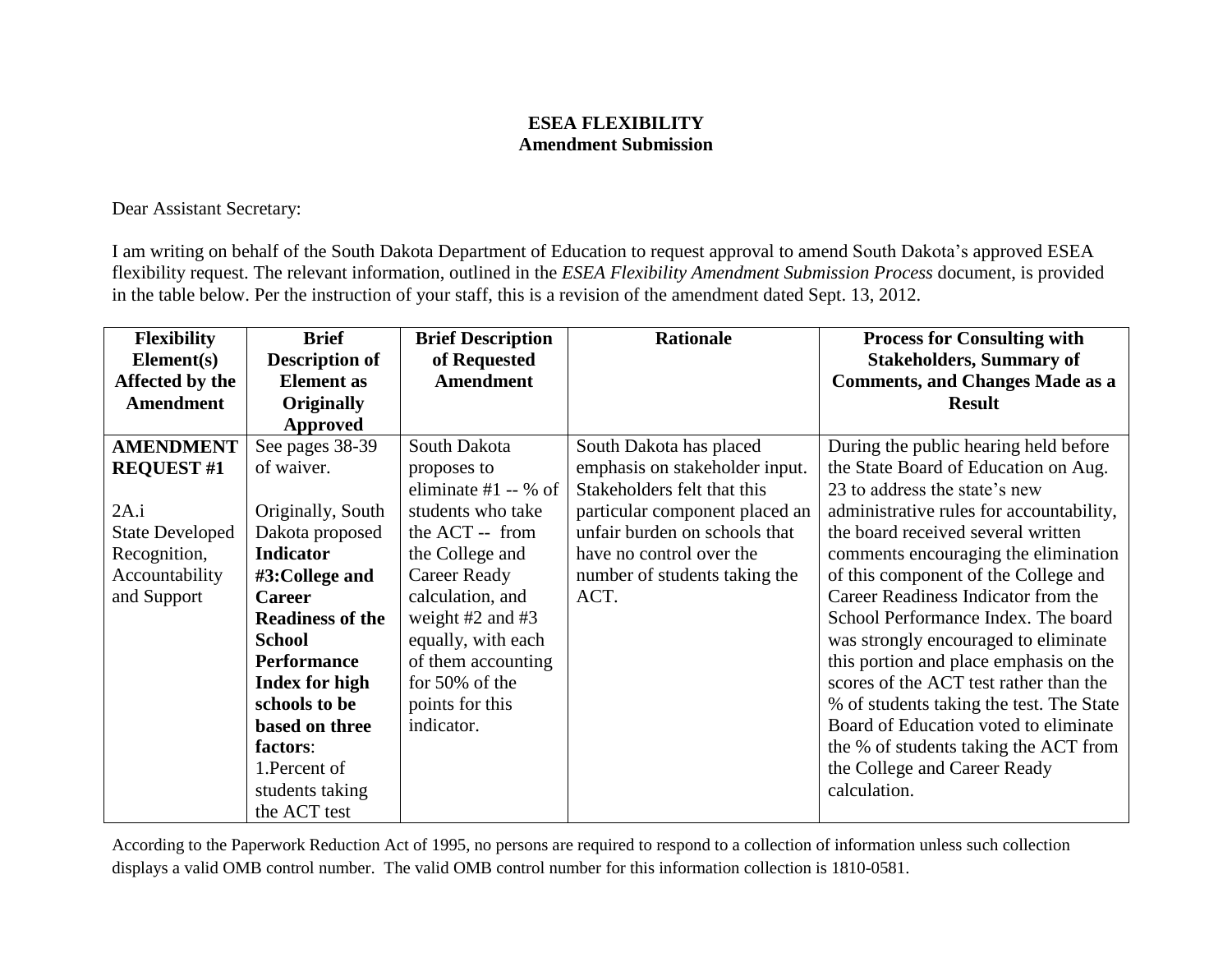**ESEA FLEXIBILITY**
**Amendment Submission**

Dear Assistant Secretary:

I am writing on behalf of the South Dakota Department of Education to request approval to amend South Dakota's approved ESEA flexibility request. The relevant information, outlined in the *ESEA Flexibility Amendment Submission Process* document, is provided in the table below. Per the instruction of your staff, this is a revision of the amendment dated Sept. 13, 2012.

| **Flexibility Element(s) Affected by the Amendment** | **Brief Description of Element as Originally Approved** | **Brief Description of Requested Amendment** | **Rationale** | **Process for Consulting with Stakeholders, Summary of Comments, and Changes Made as a Result** |
|---|---|---|---|---|
| **AMENDMENT REQUEST #1**<br><br>2A.i State Developed Recognition, Accountability and Support | See pages 38-39 of waiver.<br><br>Originally, South Dakota proposed **Indicator #3:College and Career Readiness of the School Performance Index for high schools to be based on three factors**:<br>1.Percent of students taking the ACT test | South Dakota proposes to eliminate #1 -- % of students who take the ACT -- from the College and Career Ready calculation, and weight #2 and #3 equally, with each of them accounting for 50% of the points for this indicator. | South Dakota has placed emphasis on stakeholder input. Stakeholders felt that this particular component placed an unfair burden on schools that have no control over the number of students taking the ACT. | During the public hearing held before the State Board of Education on Aug. 23 to address the state's new administrative rules for accountability, the board received several written comments encouraging the elimination of this component of the College and Career Readiness Indicator from the School Performance Index. The board was strongly encouraged to eliminate this portion and place emphasis on the scores of the ACT test rather than the % of students taking the test. The State Board of Education voted to eliminate the % of students taking the ACT from the College and Career Ready calculation. |

According to the Paperwork Reduction Act of 1995, no persons are required to respond to a collection of information unless such collection displays a valid OMB control number. The valid OMB control number for this information collection is 1810-0581.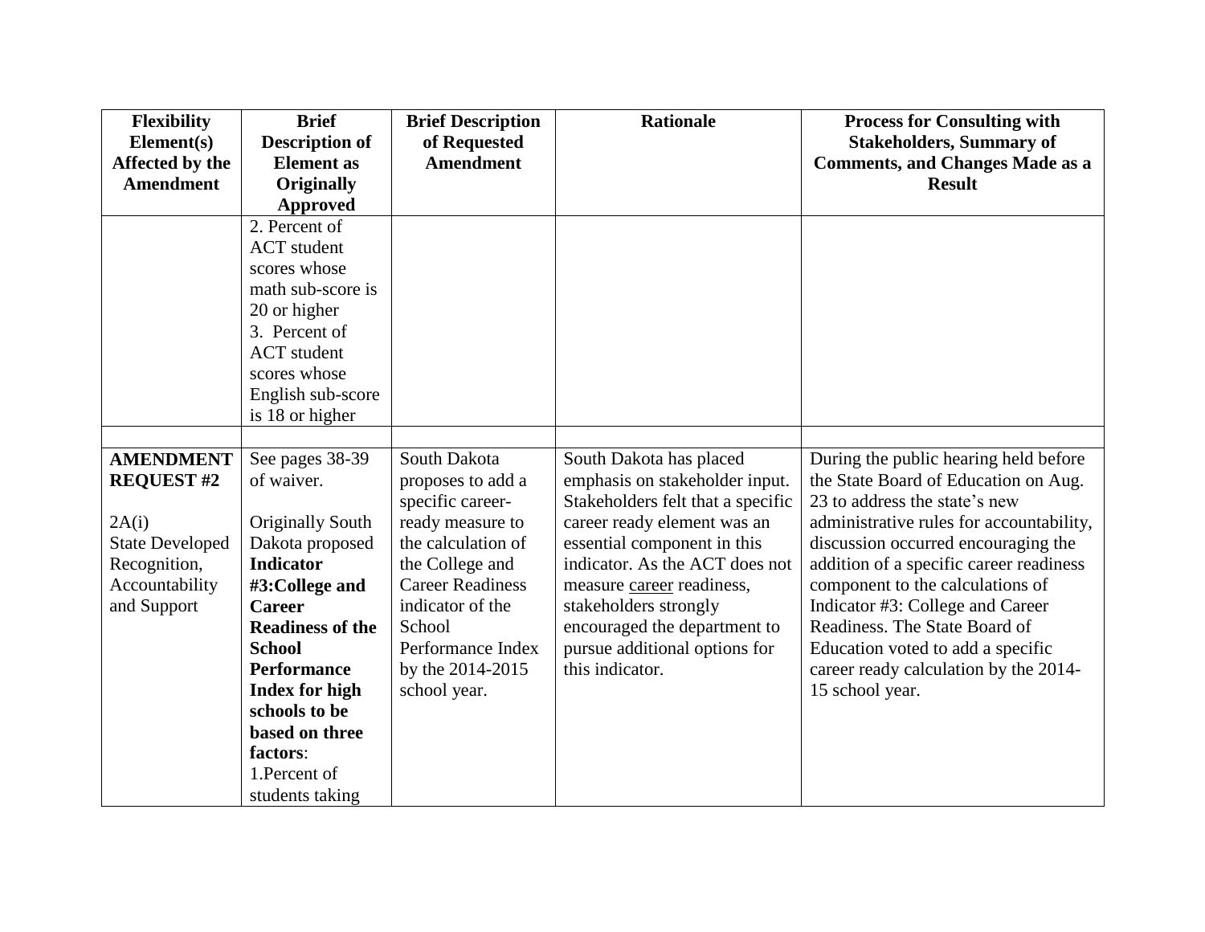| Flexibility Element(s) Affected by the Amendment | Brief Description of Element as Originally Approved | Brief Description of Requested Amendment | Rationale | Process for Consulting with Stakeholders, Summary of Comments, and Changes Made as a Result |
|---|---|---|---|---|
| | 2. Percent of ACT student scores whose math sub-score is 20 or higher<br>3. Percent of ACT student scores whose English sub-score is 18 or higher | | | |
| | | | | |
| **AMENDMENT REQUEST #2**<br><br>2A(i)<br>State Developed Recognition, Accountability and Support | See pages 38-39 of waiver.<br><br>Originally South Dakota proposed **Indicator #3:College and Career Readiness of the School Performance Index for high schools to be based on three factors**:<br>1.Percent of students taking | South Dakota proposes to add a specific career-ready measure to the calculation of the College and Career Readiness indicator of the School Performance Index by the 2014-2015 school year. | South Dakota has placed emphasis on stakeholder input. Stakeholders felt that a specific career ready element was an essential component in this indicator. As the ACT does not measure career readiness, stakeholders strongly encouraged the department to pursue additional options for this indicator. | During the public hearing held before the State Board of Education on Aug. 23 to address the state's new administrative rules for accountability, discussion occurred encouraging the addition of a specific career readiness component to the calculations of Indicator #3: College and Career Readiness. The State Board of Education voted to add a specific career ready calculation by the 2014-15 school year. |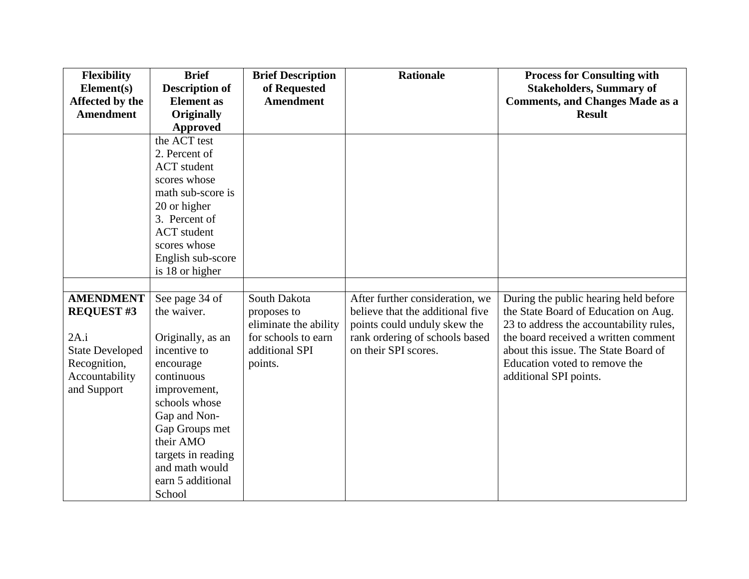| Flexibility Element(s) Affected by the Amendment | Brief Description of Element as Originally Approved | Brief Description of Requested Amendment | Rationale | Process for Consulting with Stakeholders, Summary of Comments, and Changes Made as a Result |
|---|---|---|---|---|
| | the ACT test<br>2. Percent of ACT student scores whose math sub-score is 20 or higher<br>3. Percent of ACT student scores whose English sub-score is 18 or higher | | | |
| | | | | |
| **AMENDMENT REQUEST #3**<br><br>2A.i<br>State Developed Recognition, Accountability and Support | See page 34 of the waiver.<br><br>Originally, as an incentive to encourage continuous improvement, schools whose Gap and Non-Gap Groups met their AMO targets in reading and math would earn 5 additional School | South Dakota proposes to eliminate the ability for schools to earn additional SPI points. | After further consideration, we believe that the additional five points could unduly skew the rank ordering of schools based on their SPI scores. | During the public hearing held before the State Board of Education on Aug. 23 to address the accountability rules, the board received a written comment about this issue. The State Board of Education voted to remove the additional SPI points. |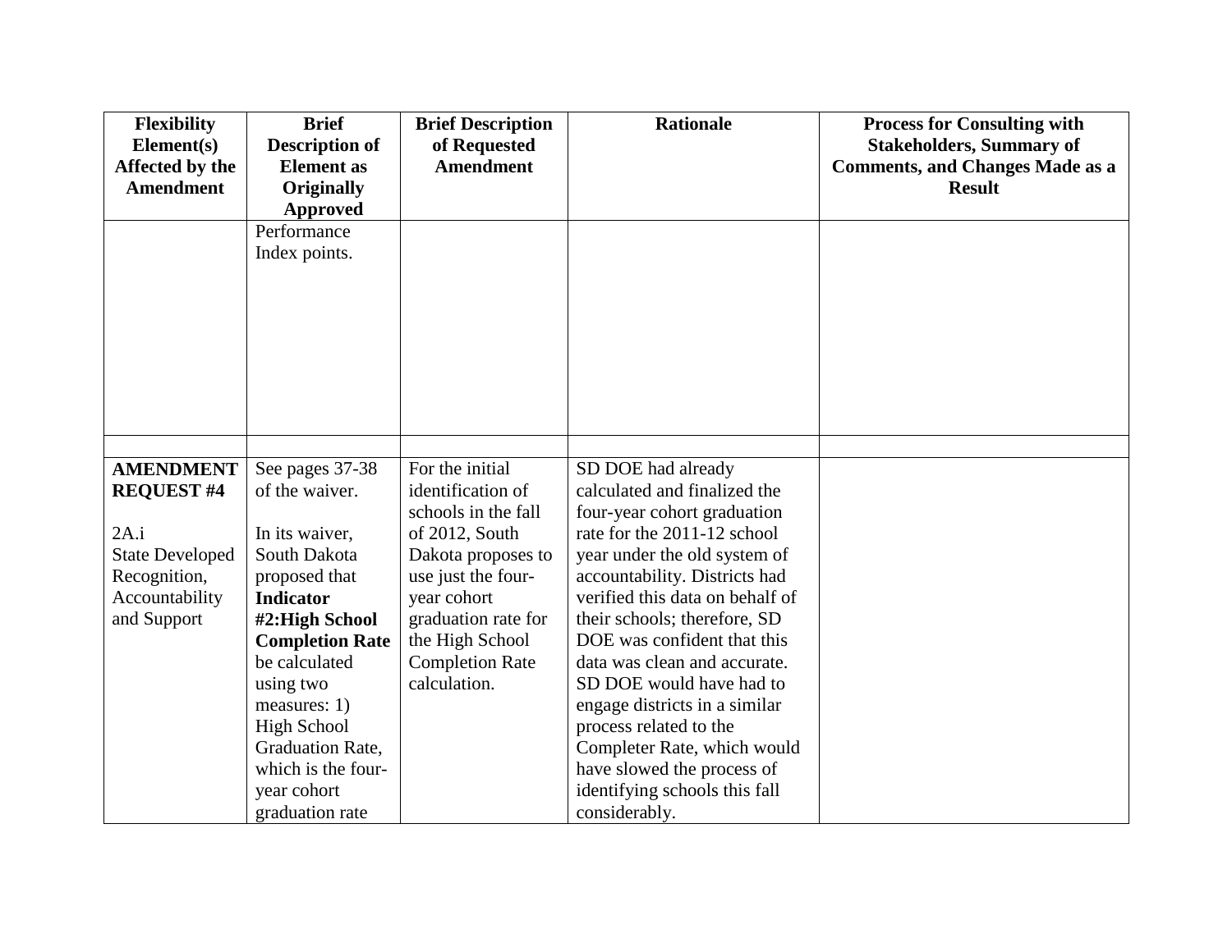| Flexibility Element(s) Affected by the Amendment | Brief Description of Element as Originally Approved | Brief Description of Requested Amendment | Rationale | Process for Consulting with Stakeholders, Summary of Comments, and Changes Made as a Result |
| --- | --- | --- | --- | --- |
| | Performance Index points. | | | |
| | | | | |
| **AMENDMENT REQUEST #4**<br><br>2A.i<br>State Developed Recognition, Accountability and Support | See pages 37-38 of the waiver.<br><br>In its waiver, South Dakota proposed that **Indicator #2:High School Completion Rate** be calculated using two measures: 1) High School Graduation Rate, which is the four-year cohort graduation rate | For the initial identification of schools in the fall of 2012, South Dakota proposes to use just the four-year cohort graduation rate for the High School Completion Rate calculation. | SD DOE had already calculated and finalized the four-year cohort graduation rate for the 2011-12 school year under the old system of accountability. Districts had verified this data on behalf of their schools; therefore, SD DOE was confident that this data was clean and accurate. SD DOE would have had to engage districts in a similar process related to the Completer Rate, which would have slowed the process of identifying schools this fall considerably. | |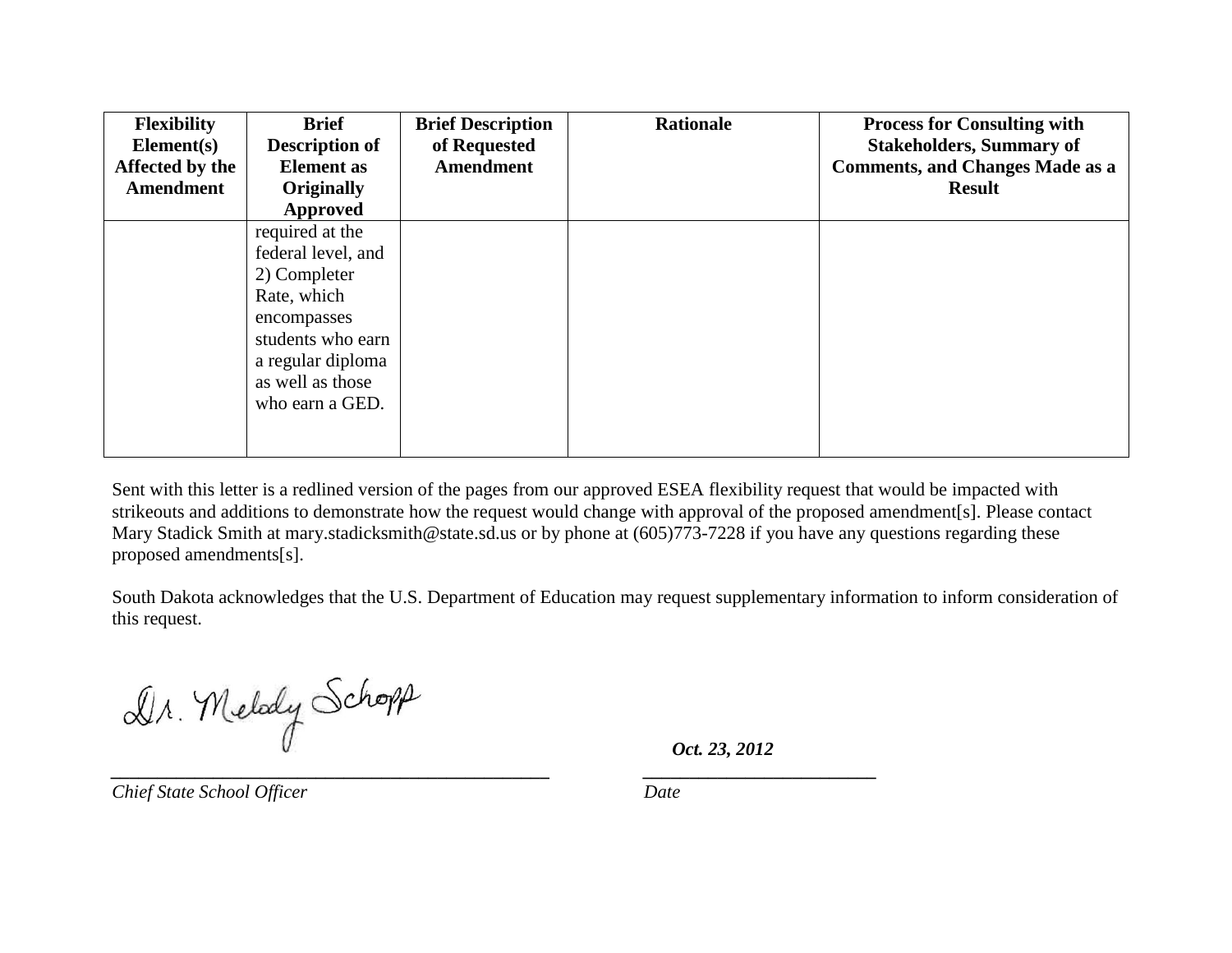| Flexibility Element(s) Affected by the Amendment | Brief Description of Element as Originally Approved | Brief Description of Requested Amendment | Rationale | Process for Consulting with Stakeholders, Summary of Comments, and Changes Made as a Result |
|---|---|---|---|---|
| | required at the federal level, and 2) Completer Rate, which encompasses students who earn a regular diploma as well as those who earn a GED. | | | |

Sent with this letter is a redlined version of the pages from our approved ESEA flexibility request that would be impacted with strikeouts and additions to demonstrate how the request would change with approval of the proposed amendment[s]. Please contact Mary Stadick Smith at mary.stadicksmith@state.sd.us or by phone at (605)773-7228 if you have any questions regarding these proposed amendments[s].

South Dakota acknowledges that the U.S. Department of Education may request supplementary information to inform consideration of this request.

Dr. Melody Schopp

*Oct. 23, 2012*

*Chief State School Officer* *Date*